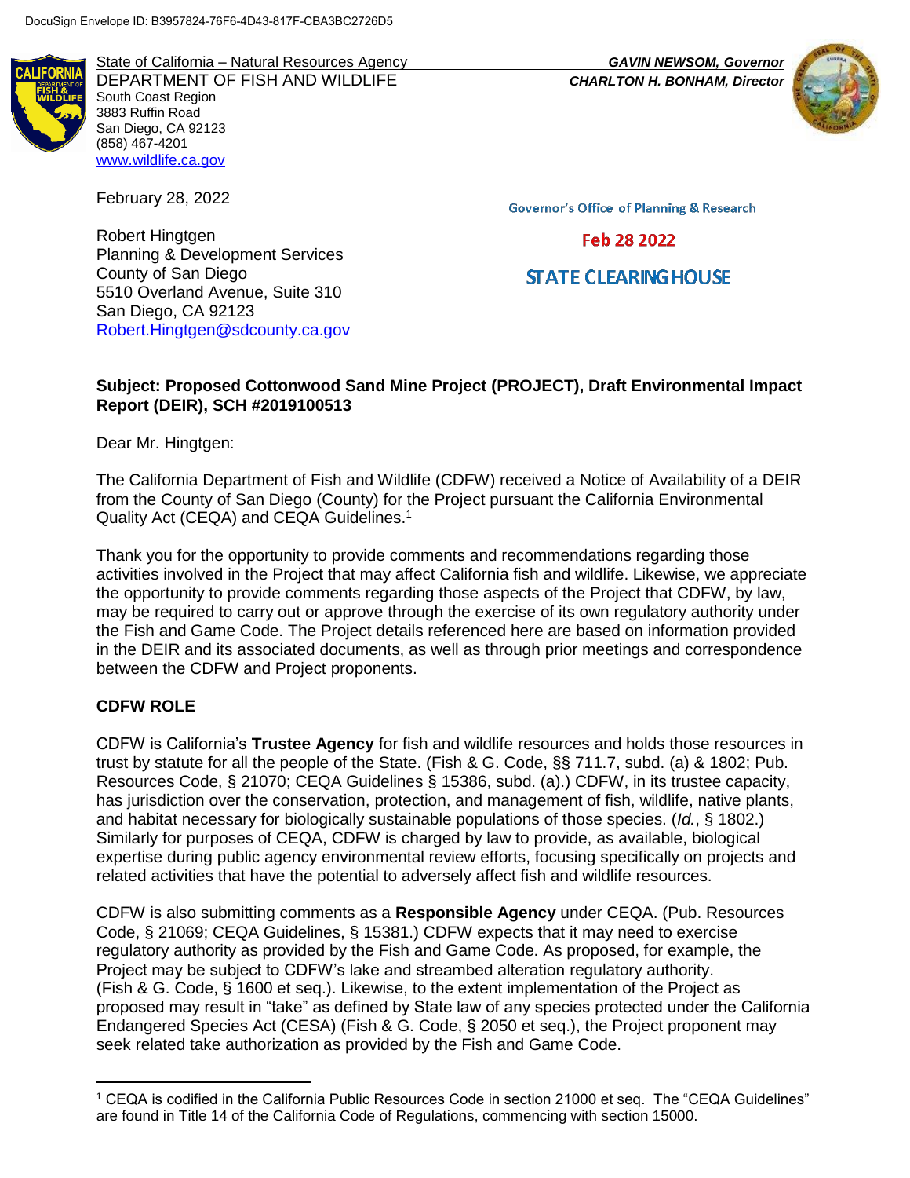DocuSign Envelope ID: B3957824-76F6-4D43-817F-CBA3BC2726D5

State of California – Natural Resources Agency
DEPARTMENT OF FISH AND WILDLIFE
South Coast Region
3883 Ruffin Road
San Diego, CA 92123
(858) 467-4201
www.wildlife.ca.gov

***GAVIN NEWSOM, Governor***
***CHARLTON H. BONHAM, Director***

February 28, 2022

Governor's Office of Planning & Research

Feb 28 2022

STATE CLEARING HOUSE

Robert Hingtgen
Planning & Development Services
County of San Diego
5510 Overland Avenue, Suite 310
San Diego, CA 92123
Robert.Hingtgen@sdcounty.ca.gov

**Subject: Proposed Cottonwood Sand Mine Project (PROJECT), Draft Environmental Impact Report (DEIR), SCH #2019100513**

Dear Mr. Hingtgen:

The California Department of Fish and Wildlife (CDFW) received a Notice of Availability of a DEIR from the County of San Diego (County) for the Project pursuant the California Environmental Quality Act (CEQA) and CEQA Guidelines.[1]

Thank you for the opportunity to provide comments and recommendations regarding those activities involved in the Project that may affect California fish and wildlife. Likewise, we appreciate the opportunity to provide comments regarding those aspects of the Project that CDFW, by law, may be required to carry out or approve through the exercise of its own regulatory authority under the Fish and Game Code. The Project details referenced here are based on information provided in the DEIR and its associated documents, as well as through prior meetings and correspondence between the CDFW and Project proponents.

**CDFW ROLE**

CDFW is California's **Trustee Agency** for fish and wildlife resources and holds those resources in trust by statute for all the people of the State. (Fish & G. Code, §§ 711.7, subd. (a) & 1802; Pub. Resources Code, § 21070; CEQA Guidelines § 15386, subd. (a).) CDFW, in its trustee capacity, has jurisdiction over the conservation, protection, and management of fish, wildlife, native plants, and habitat necessary for biologically sustainable populations of those species. (*Id.*, § 1802.) Similarly for purposes of CEQA, CDFW is charged by law to provide, as available, biological expertise during public agency environmental review efforts, focusing specifically on projects and related activities that have the potential to adversely affect fish and wildlife resources.

CDFW is also submitting comments as a **Responsible Agency** under CEQA. (Pub. Resources Code, § 21069; CEQA Guidelines, § 15381.) CDFW expects that it may need to exercise regulatory authority as provided by the Fish and Game Code. As proposed, for example, the Project may be subject to CDFW's lake and streambed alteration regulatory authority. (Fish & G. Code, § 1600 et seq.). Likewise, to the extent implementation of the Project as proposed may result in "take" as defined by State law of any species protected under the California Endangered Species Act (CESA) (Fish & G. Code, § 2050 et seq.), the Project proponent may seek related take authorization as provided by the Fish and Game Code.

[1] CEQA is codified in the California Public Resources Code in section 21000 et seq. The "CEQA Guidelines" are found in Title 14 of the California Code of Regulations, commencing with section 15000.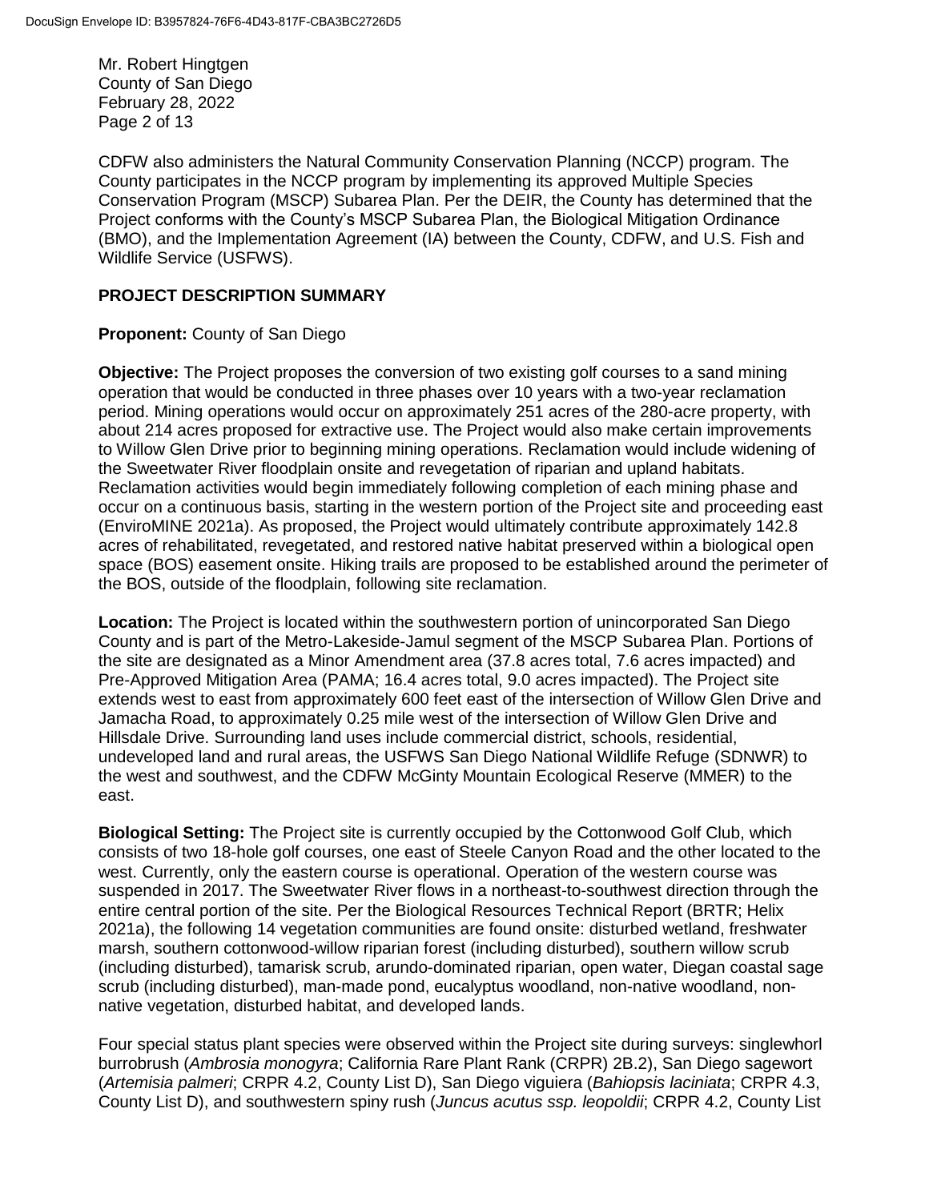CDFW also administers the Natural Community Conservation Planning (NCCP) program. The County participates in the NCCP program by implementing its approved Multiple Species Conservation Program (MSCP) Subarea Plan. Per the DEIR, the County has determined that the Project conforms with the County's MSCP Subarea Plan, the Biological Mitigation Ordinance (BMO), and the Implementation Agreement (IA) between the County, CDFW, and U.S. Fish and Wildlife Service (USFWS).

## PROJECT DESCRIPTION SUMMARY

**Proponent:** County of San Diego

**Objective:** The Project proposes the conversion of two existing golf courses to a sand mining operation that would be conducted in three phases over 10 years with a two-year reclamation period. Mining operations would occur on approximately 251 acres of the 280-acre property, with about 214 acres proposed for extractive use. The Project would also make certain improvements to Willow Glen Drive prior to beginning mining operations. Reclamation would include widening of the Sweetwater River floodplain onsite and revegetation of riparian and upland habitats. Reclamation activities would begin immediately following completion of each mining phase and occur on a continuous basis, starting in the western portion of the Project site and proceeding east (EnviroMINE 2021a). As proposed, the Project would ultimately contribute approximately 142.8 acres of rehabilitated, revegetated, and restored native habitat preserved within a biological open space (BOS) easement onsite. Hiking trails are proposed to be established around the perimeter of the BOS, outside of the floodplain, following site reclamation.

**Location:** The Project is located within the southwestern portion of unincorporated San Diego County and is part of the Metro-Lakeside-Jamul segment of the MSCP Subarea Plan. Portions of the site are designated as a Minor Amendment area (37.8 acres total, 7.6 acres impacted) and Pre-Approved Mitigation Area (PAMA; 16.4 acres total, 9.0 acres impacted). The Project site extends west to east from approximately 600 feet east of the intersection of Willow Glen Drive and Jamacha Road, to approximately 0.25 mile west of the intersection of Willow Glen Drive and Hillsdale Drive. Surrounding land uses include commercial district, schools, residential, undeveloped land and rural areas, the USFWS San Diego National Wildlife Refuge (SDNWR) to the west and southwest, and the CDFW McGinty Mountain Ecological Reserve (MMER) to the east.

**Biological Setting:** The Project site is currently occupied by the Cottonwood Golf Club, which consists of two 18-hole golf courses, one east of Steele Canyon Road and the other located to the west. Currently, only the eastern course is operational. Operation of the western course was suspended in 2017. The Sweetwater River flows in a northeast-to-southwest direction through the entire central portion of the site. Per the Biological Resources Technical Report (BRTR; Helix 2021a), the following 14 vegetation communities are found onsite: disturbed wetland, freshwater marsh, southern cottonwood-willow riparian forest (including disturbed), southern willow scrub (including disturbed), tamarisk scrub, arundo-dominated riparian, open water, Diegan coastal sage scrub (including disturbed), man-made pond, eucalyptus woodland, non-native woodland, non-native vegetation, disturbed habitat, and developed lands.

Four special status plant species were observed within the Project site during surveys: singlewhorl burrobrush (*Ambrosia monogyra*; California Rare Plant Rank (CRPR) 2B.2), San Diego sagewort (*Artemisia palmeri*; CRPR 4.2, County List D), San Diego viguiera (*Bahiopsis laciniata*; CRPR 4.3, County List D), and southwestern spiny rush (*Juncus acutus ssp. leopoldii*; CRPR 4.2, County List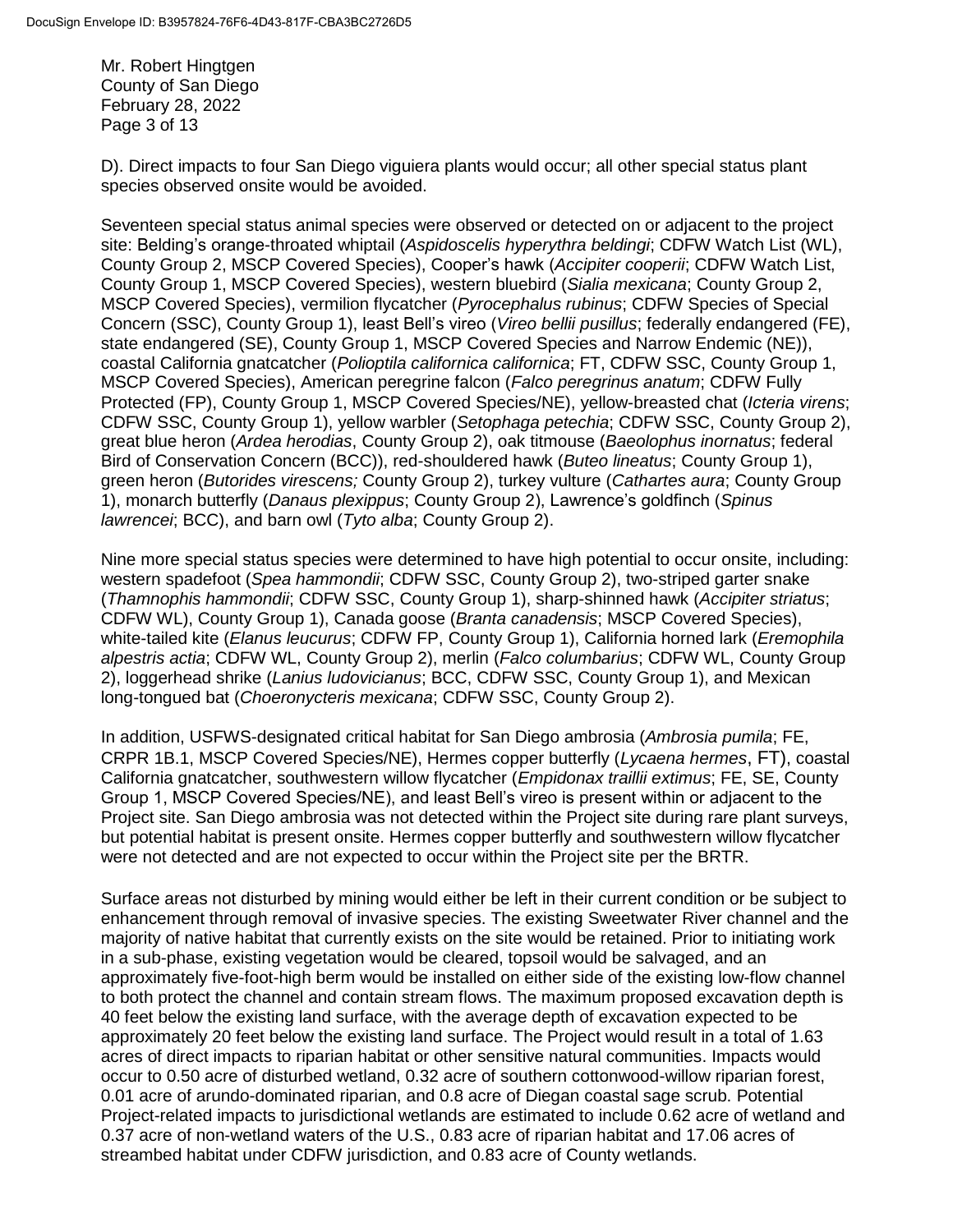D). Direct impacts to four San Diego viguiera plants would occur; all other special status plant species observed onsite would be avoided.

Seventeen special status animal species were observed or detected on or adjacent to the project site: Belding's orange-throated whiptail (*Aspidoscelis hyperythra beldingi*; CDFW Watch List (WL), County Group 2, MSCP Covered Species), Cooper's hawk (*Accipiter cooperii*; CDFW Watch List, County Group 1, MSCP Covered Species), western bluebird (*Sialia mexicana*; County Group 2, MSCP Covered Species), vermilion flycatcher (*Pyrocephalus rubinus*; CDFW Species of Special Concern (SSC), County Group 1), least Bell's vireo (*Vireo bellii pusillus*; federally endangered (FE), state endangered (SE), County Group 1, MSCP Covered Species and Narrow Endemic (NE)), coastal California gnatcatcher (*Polioptila californica californica*; FT, CDFW SSC, County Group 1, MSCP Covered Species), American peregrine falcon (*Falco peregrinus anatum*; CDFW Fully Protected (FP), County Group 1, MSCP Covered Species/NE), yellow-breasted chat (*Icteria virens*; CDFW SSC, County Group 1), yellow warbler (*Setophaga petechia*; CDFW SSC, County Group 2), great blue heron (*Ardea herodias*, County Group 2), oak titmouse (*Baeolophus inornatus*; federal Bird of Conservation Concern (BCC)), red-shouldered hawk (*Buteo lineatus*; County Group 1), green heron (*Butorides virescens;* County Group 2), turkey vulture (*Cathartes aura*; County Group 1), monarch butterfly (*Danaus plexippus*; County Group 2), Lawrence's goldfinch (*Spinus lawrencei*; BCC), and barn owl (*Tyto alba*; County Group 2).

Nine more special status species were determined to have high potential to occur onsite, including: western spadefoot (*Spea hammondii*; CDFW SSC, County Group 2), two-striped garter snake (*Thamnophis hammondii*; CDFW SSC, County Group 1), sharp-shinned hawk (*Accipiter striatus*; CDFW WL), County Group 1), Canada goose (*Branta canadensis*; MSCP Covered Species), white-tailed kite (*Elanus leucurus*; CDFW FP, County Group 1), California horned lark (*Eremophila alpestris actia*; CDFW WL, County Group 2), merlin (*Falco columbarius*; CDFW WL, County Group 2), loggerhead shrike (*Lanius ludovicianus*; BCC, CDFW SSC, County Group 1), and Mexican long-tongued bat (*Choeronycteris mexicana*; CDFW SSC, County Group 2).

In addition, USFWS-designated critical habitat for San Diego ambrosia (*Ambrosia pumila*; FE, CRPR 1B.1, MSCP Covered Species/NE), Hermes copper butterfly (*Lycaena hermes*, FT), coastal California gnatcatcher, southwestern willow flycatcher (*Empidonax traillii extimus*; FE, SE, County Group 1, MSCP Covered Species/NE), and least Bell's vireo is present within or adjacent to the Project site. San Diego ambrosia was not detected within the Project site during rare plant surveys, but potential habitat is present onsite. Hermes copper butterfly and southwestern willow flycatcher were not detected and are not expected to occur within the Project site per the BRTR.

Surface areas not disturbed by mining would either be left in their current condition or be subject to enhancement through removal of invasive species. The existing Sweetwater River channel and the majority of native habitat that currently exists on the site would be retained. Prior to initiating work in a sub-phase, existing vegetation would be cleared, topsoil would be salvaged, and an approximately five-foot-high berm would be installed on either side of the existing low-flow channel to both protect the channel and contain stream flows. The maximum proposed excavation depth is 40 feet below the existing land surface, with the average depth of excavation expected to be approximately 20 feet below the existing land surface. The Project would result in a total of 1.63 acres of direct impacts to riparian habitat or other sensitive natural communities. Impacts would occur to 0.50 acre of disturbed wetland, 0.32 acre of southern cottonwood-willow riparian forest, 0.01 acre of arundo-dominated riparian, and 0.8 acre of Diegan coastal sage scrub. Potential Project-related impacts to jurisdictional wetlands are estimated to include 0.62 acre of wetland and 0.37 acre of non-wetland waters of the U.S., 0.83 acre of riparian habitat and 17.06 acres of streambed habitat under CDFW jurisdiction, and 0.83 acre of County wetlands.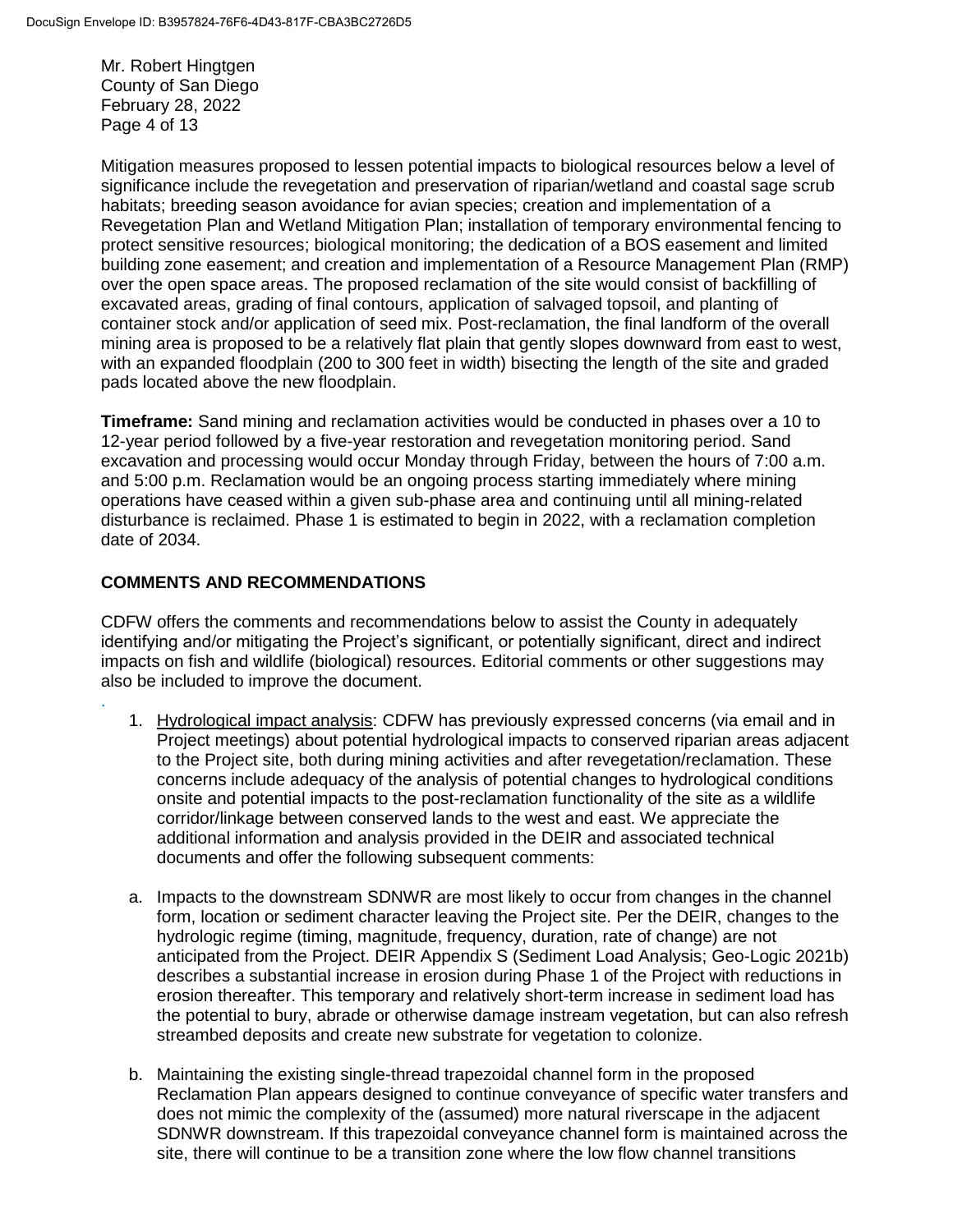Mitigation measures proposed to lessen potential impacts to biological resources below a level of significance include the revegetation and preservation of riparian/wetland and coastal sage scrub habitats; breeding season avoidance for avian species; creation and implementation of a Revegetation Plan and Wetland Mitigation Plan; installation of temporary environmental fencing to protect sensitive resources; biological monitoring; the dedication of a BOS easement and limited building zone easement; and creation and implementation of a Resource Management Plan (RMP) over the open space areas. The proposed reclamation of the site would consist of backfilling of excavated areas, grading of final contours, application of salvaged topsoil, and planting of container stock and/or application of seed mix. Post-reclamation, the final landform of the overall mining area is proposed to be a relatively flat plain that gently slopes downward from east to west, with an expanded floodplain (200 to 300 feet in width) bisecting the length of the site and graded pads located above the new floodplain.

**Timeframe:** Sand mining and reclamation activities would be conducted in phases over a 10 to 12-year period followed by a five-year restoration and revegetation monitoring period. Sand excavation and processing would occur Monday through Friday, between the hours of 7:00 a.m. and 5:00 p.m. Reclamation would be an ongoing process starting immediately where mining operations have ceased within a given sub-phase area and continuing until all mining-related disturbance is reclaimed. Phase 1 is estimated to begin in 2022, with a reclamation completion date of 2034.

## COMMENTS AND RECOMMENDATIONS

CDFW offers the comments and recommendations below to assist the County in adequately identifying and/or mitigating the Project's significant, or potentially significant, direct and indirect impacts on fish and wildlife (biological) resources. Editorial comments or other suggestions may also be included to improve the document.

1. Hydrological impact analysis: CDFW has previously expressed concerns (via email and in Project meetings) about potential hydrological impacts to conserved riparian areas adjacent to the Project site, both during mining activities and after revegetation/reclamation. These concerns include adequacy of the analysis of potential changes to hydrological conditions onsite and potential impacts to the post-reclamation functionality of the site as a wildlife corridor/linkage between conserved lands to the west and east. We appreciate the additional information and analysis provided in the DEIR and associated technical documents and offer the following subsequent comments:

   a. Impacts to the downstream SDNWR are most likely to occur from changes in the channel form, location or sediment character leaving the Project site. Per the DEIR, changes to the hydrologic regime (timing, magnitude, frequency, duration, rate of change) are not anticipated from the Project. DEIR Appendix S (Sediment Load Analysis; Geo-Logic 2021b) describes a substantial increase in erosion during Phase 1 of the Project with reductions in erosion thereafter. This temporary and relatively short-term increase in sediment load has the potential to bury, abrade or otherwise damage instream vegetation, but can also refresh streambed deposits and create new substrate for vegetation to colonize.

   b. Maintaining the existing single-thread trapezoidal channel form in the proposed Reclamation Plan appears designed to continue conveyance of specific water transfers and does not mimic the complexity of the (assumed) more natural riverscape in the adjacent SDNWR downstream. If this trapezoidal conveyance channel form is maintained across the site, there will continue to be a transition zone where the low flow channel transitions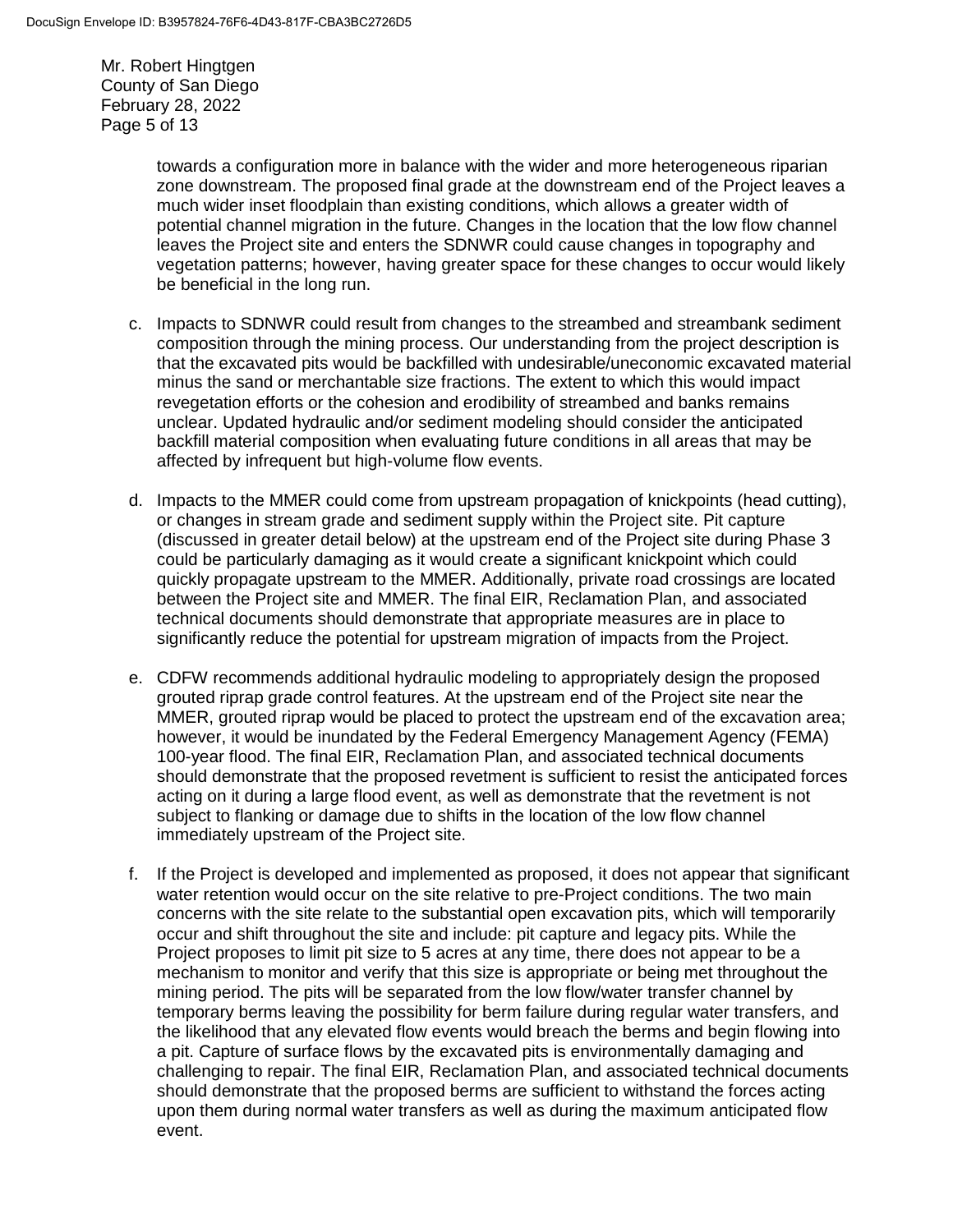towards a configuration more in balance with the wider and more heterogeneous riparian zone downstream. The proposed final grade at the downstream end of the Project leaves a much wider inset floodplain than existing conditions, which allows a greater width of potential channel migration in the future. Changes in the location that the low flow channel leaves the Project site and enters the SDNWR could cause changes in topography and vegetation patterns; however, having greater space for these changes to occur would likely be beneficial in the long run.

c. Impacts to SDNWR could result from changes to the streambed and streambank sediment composition through the mining process. Our understanding from the project description is that the excavated pits would be backfilled with undesirable/uneconomic excavated material minus the sand or merchantable size fractions. The extent to which this would impact revegetation efforts or the cohesion and erodibility of streambed and banks remains unclear. Updated hydraulic and/or sediment modeling should consider the anticipated backfill material composition when evaluating future conditions in all areas that may be affected by infrequent but high-volume flow events.

d. Impacts to the MMER could come from upstream propagation of knickpoints (head cutting), or changes in stream grade and sediment supply within the Project site. Pit capture (discussed in greater detail below) at the upstream end of the Project site during Phase 3 could be particularly damaging as it would create a significant knickpoint which could quickly propagate upstream to the MMER. Additionally, private road crossings are located between the Project site and MMER. The final EIR, Reclamation Plan, and associated technical documents should demonstrate that appropriate measures are in place to significantly reduce the potential for upstream migration of impacts from the Project.

e. CDFW recommends additional hydraulic modeling to appropriately design the proposed grouted riprap grade control features. At the upstream end of the Project site near the MMER, grouted riprap would be placed to protect the upstream end of the excavation area; however, it would be inundated by the Federal Emergency Management Agency (FEMA) 100-year flood. The final EIR, Reclamation Plan, and associated technical documents should demonstrate that the proposed revetment is sufficient to resist the anticipated forces acting on it during a large flood event, as well as demonstrate that the revetment is not subject to flanking or damage due to shifts in the location of the low flow channel immediately upstream of the Project site.

f. If the Project is developed and implemented as proposed, it does not appear that significant water retention would occur on the site relative to pre-Project conditions. The two main concerns with the site relate to the substantial open excavation pits, which will temporarily occur and shift throughout the site and include: pit capture and legacy pits. While the Project proposes to limit pit size to 5 acres at any time, there does not appear to be a mechanism to monitor and verify that this size is appropriate or being met throughout the mining period. The pits will be separated from the low flow/water transfer channel by temporary berms leaving the possibility for berm failure during regular water transfers, and the likelihood that any elevated flow events would breach the berms and begin flowing into a pit. Capture of surface flows by the excavated pits is environmentally damaging and challenging to repair. The final EIR, Reclamation Plan, and associated technical documents should demonstrate that the proposed berms are sufficient to withstand the forces acting upon them during normal water transfers as well as during the maximum anticipated flow event.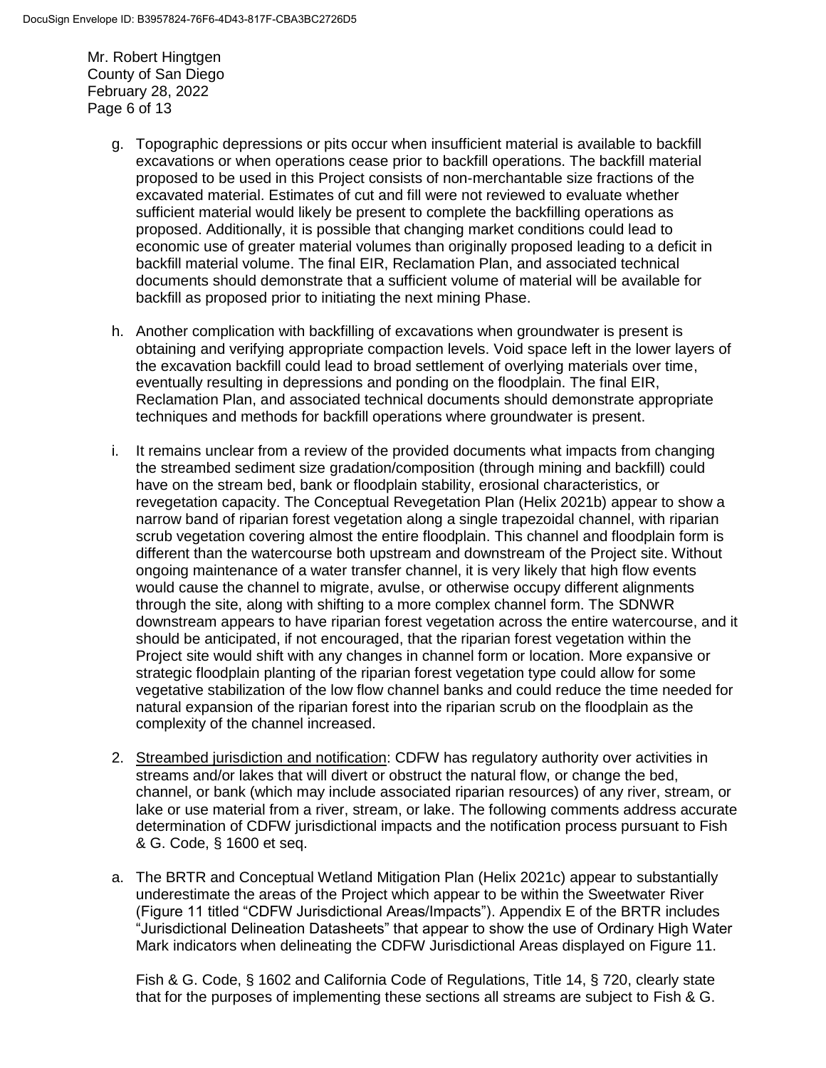g. Topographic depressions or pits occur when insufficient material is available to backfill excavations or when operations cease prior to backfill operations. The backfill material proposed to be used in this Project consists of non-merchantable size fractions of the excavated material. Estimates of cut and fill were not reviewed to evaluate whether sufficient material would likely be present to complete the backfilling operations as proposed. Additionally, it is possible that changing market conditions could lead to economic use of greater material volumes than originally proposed leading to a deficit in backfill material volume. The final EIR, Reclamation Plan, and associated technical documents should demonstrate that a sufficient volume of material will be available for backfill as proposed prior to initiating the next mining Phase.

h. Another complication with backfilling of excavations when groundwater is present is obtaining and verifying appropriate compaction levels. Void space left in the lower layers of the excavation backfill could lead to broad settlement of overlying materials over time, eventually resulting in depressions and ponding on the floodplain. The final EIR, Reclamation Plan, and associated technical documents should demonstrate appropriate techniques and methods for backfill operations where groundwater is present.

i. It remains unclear from a review of the provided documents what impacts from changing the streambed sediment size gradation/composition (through mining and backfill) could have on the stream bed, bank or floodplain stability, erosional characteristics, or revegetation capacity. The Conceptual Revegetation Plan (Helix 2021b) appear to show a narrow band of riparian forest vegetation along a single trapezoidal channel, with riparian scrub vegetation covering almost the entire floodplain. This channel and floodplain form is different than the watercourse both upstream and downstream of the Project site. Without ongoing maintenance of a water transfer channel, it is very likely that high flow events would cause the channel to migrate, avulse, or otherwise occupy different alignments through the site, along with shifting to a more complex channel form. The SDNWR downstream appears to have riparian forest vegetation across the entire watercourse, and it should be anticipated, if not encouraged, that the riparian forest vegetation within the Project site would shift with any changes in channel form or location. More expansive or strategic floodplain planting of the riparian forest vegetation type could allow for some vegetative stabilization of the low flow channel banks and could reduce the time needed for natural expansion of the riparian forest into the riparian scrub on the floodplain as the complexity of the channel increased.

2. Streambed jurisdiction and notification: CDFW has regulatory authority over activities in streams and/or lakes that will divert or obstruct the natural flow, or change the bed, channel, or bank (which may include associated riparian resources) of any river, stream, or lake or use material from a river, stream, or lake. The following comments address accurate determination of CDFW jurisdictional impacts and the notification process pursuant to Fish & G. Code, § 1600 et seq.

a. The BRTR and Conceptual Wetland Mitigation Plan (Helix 2021c) appear to substantially underestimate the areas of the Project which appear to be within the Sweetwater River (Figure 11 titled "CDFW Jurisdictional Areas/Impacts"). Appendix E of the BRTR includes "Jurisdictional Delineation Datasheets" that appear to show the use of Ordinary High Water Mark indicators when delineating the CDFW Jurisdictional Areas displayed on Figure 11.

Fish & G. Code, § 1602 and California Code of Regulations, Title 14, § 720, clearly state that for the purposes of implementing these sections all streams are subject to Fish & G.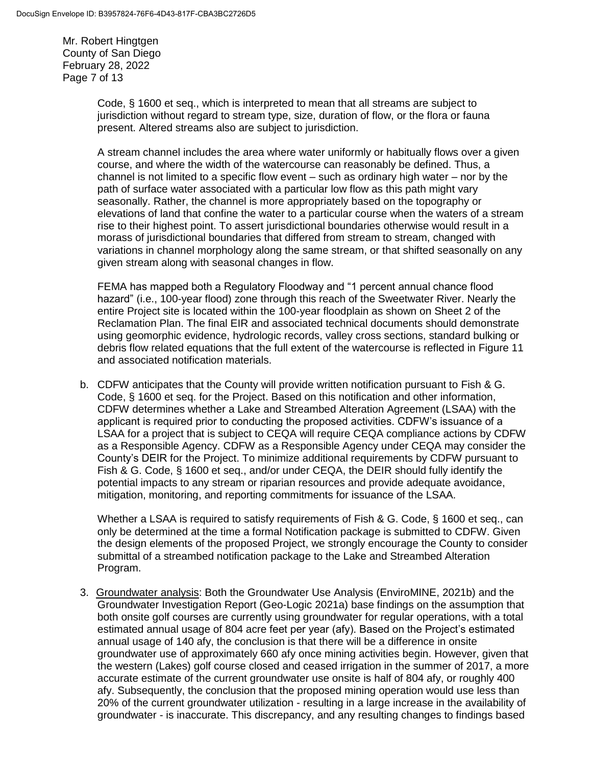Code, § 1600 et seq., which is interpreted to mean that all streams are subject to jurisdiction without regard to stream type, size, duration of flow, or the flora or fauna present. Altered streams also are subject to jurisdiction.

A stream channel includes the area where water uniformly or habitually flows over a given course, and where the width of the watercourse can reasonably be defined. Thus, a channel is not limited to a specific flow event – such as ordinary high water – nor by the path of surface water associated with a particular low flow as this path might vary seasonally. Rather, the channel is more appropriately based on the topography or elevations of land that confine the water to a particular course when the waters of a stream rise to their highest point. To assert jurisdictional boundaries otherwise would result in a morass of jurisdictional boundaries that differed from stream to stream, changed with variations in channel morphology along the same stream, or that shifted seasonally on any given stream along with seasonal changes in flow.

FEMA has mapped both a Regulatory Floodway and "1 percent annual chance flood hazard" (i.e., 100-year flood) zone through this reach of the Sweetwater River. Nearly the entire Project site is located within the 100-year floodplain as shown on Sheet 2 of the Reclamation Plan. The final EIR and associated technical documents should demonstrate using geomorphic evidence, hydrologic records, valley cross sections, standard bulking or debris flow related equations that the full extent of the watercourse is reflected in Figure 11 and associated notification materials.

b. CDFW anticipates that the County will provide written notification pursuant to Fish & G. Code, § 1600 et seq. for the Project. Based on this notification and other information, CDFW determines whether a Lake and Streambed Alteration Agreement (LSAA) with the applicant is required prior to conducting the proposed activities. CDFW's issuance of a LSAA for a project that is subject to CEQA will require CEQA compliance actions by CDFW as a Responsible Agency. CDFW as a Responsible Agency under CEQA may consider the County's DEIR for the Project. To minimize additional requirements by CDFW pursuant to Fish & G. Code, § 1600 et seq., and/or under CEQA, the DEIR should fully identify the potential impacts to any stream or riparian resources and provide adequate avoidance, mitigation, monitoring, and reporting commitments for issuance of the LSAA.

   Whether a LSAA is required to satisfy requirements of Fish & G. Code, § 1600 et seq., can only be determined at the time a formal Notification package is submitted to CDFW. Given the design elements of the proposed Project, we strongly encourage the County to consider submittal of a streambed notification package to the Lake and Streambed Alteration Program.

3. Groundwater analysis: Both the Groundwater Use Analysis (EnviroMINE, 2021b) and the Groundwater Investigation Report (Geo-Logic 2021a) base findings on the assumption that both onsite golf courses are currently using groundwater for regular operations, with a total estimated annual usage of 804 acre feet per year (afy). Based on the Project's estimated annual usage of 140 afy, the conclusion is that there will be a difference in onsite groundwater use of approximately 660 afy once mining activities begin. However, given that the western (Lakes) golf course closed and ceased irrigation in the summer of 2017, a more accurate estimate of the current groundwater use onsite is half of 804 afy, or roughly 400 afy. Subsequently, the conclusion that the proposed mining operation would use less than 20% of the current groundwater utilization - resulting in a large increase in the availability of groundwater - is inaccurate. This discrepancy, and any resulting changes to findings based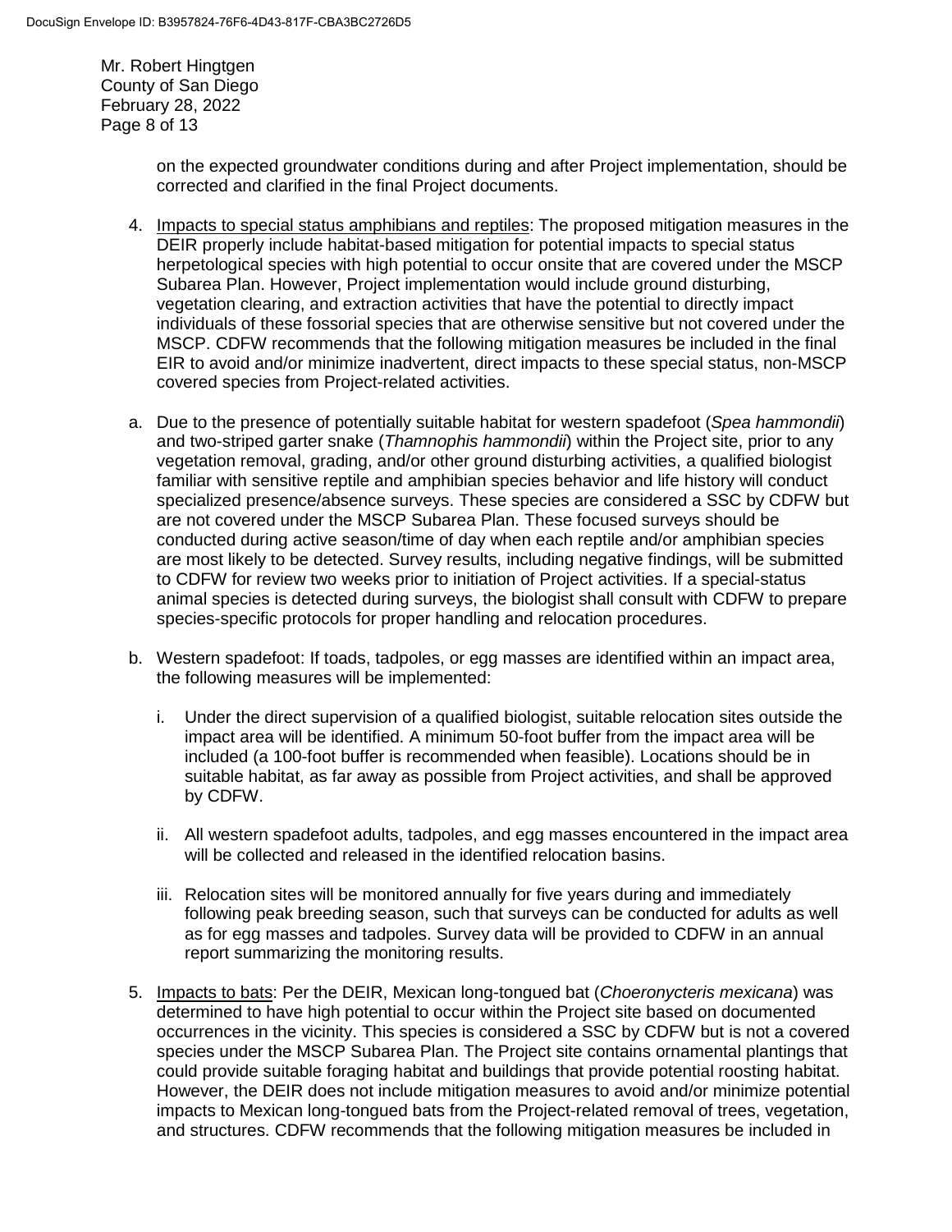on the expected groundwater conditions during and after Project implementation, should be corrected and clarified in the final Project documents.

4. Impacts to special status amphibians and reptiles: The proposed mitigation measures in the DEIR properly include habitat-based mitigation for potential impacts to special status herpetological species with high potential to occur onsite that are covered under the MSCP Subarea Plan. However, Project implementation would include ground disturbing, vegetation clearing, and extraction activities that have the potential to directly impact individuals of these fossorial species that are otherwise sensitive but not covered under the MSCP. CDFW recommends that the following mitigation measures be included in the final EIR to avoid and/or minimize inadvertent, direct impacts to these special status, non-MSCP covered species from Project-related activities.

a. Due to the presence of potentially suitable habitat for western spadefoot (*Spea hammondii*) and two-striped garter snake (*Thamnophis hammondii*) within the Project site, prior to any vegetation removal, grading, and/or other ground disturbing activities, a qualified biologist familiar with sensitive reptile and amphibian species behavior and life history will conduct specialized presence/absence surveys. These species are considered a SSC by CDFW but are not covered under the MSCP Subarea Plan. These focused surveys should be conducted during active season/time of day when each reptile and/or amphibian species are most likely to be detected. Survey results, including negative findings, will be submitted to CDFW for review two weeks prior to initiation of Project activities. If a special-status animal species is detected during surveys, the biologist shall consult with CDFW to prepare species-specific protocols for proper handling and relocation procedures.

b. Western spadefoot: If toads, tadpoles, or egg masses are identified within an impact area, the following measures will be implemented:

   i. Under the direct supervision of a qualified biologist, suitable relocation sites outside the impact area will be identified. A minimum 50-foot buffer from the impact area will be included (a 100-foot buffer is recommended when feasible). Locations should be in suitable habitat, as far away as possible from Project activities, and shall be approved by CDFW.

   ii. All western spadefoot adults, tadpoles, and egg masses encountered in the impact area will be collected and released in the identified relocation basins.

   iii. Relocation sites will be monitored annually for five years during and immediately following peak breeding season, such that surveys can be conducted for adults as well as for egg masses and tadpoles. Survey data will be provided to CDFW in an annual report summarizing the monitoring results.

5. Impacts to bats: Per the DEIR, Mexican long-tongued bat (*Choeronycteris mexicana*) was determined to have high potential to occur within the Project site based on documented occurrences in the vicinity. This species is considered a SSC by CDFW but is not a covered species under the MSCP Subarea Plan. The Project site contains ornamental plantings that could provide suitable foraging habitat and buildings that provide potential roosting habitat. However, the DEIR does not include mitigation measures to avoid and/or minimize potential impacts to Mexican long-tongued bats from the Project-related removal of trees, vegetation, and structures. CDFW recommends that the following mitigation measures be included in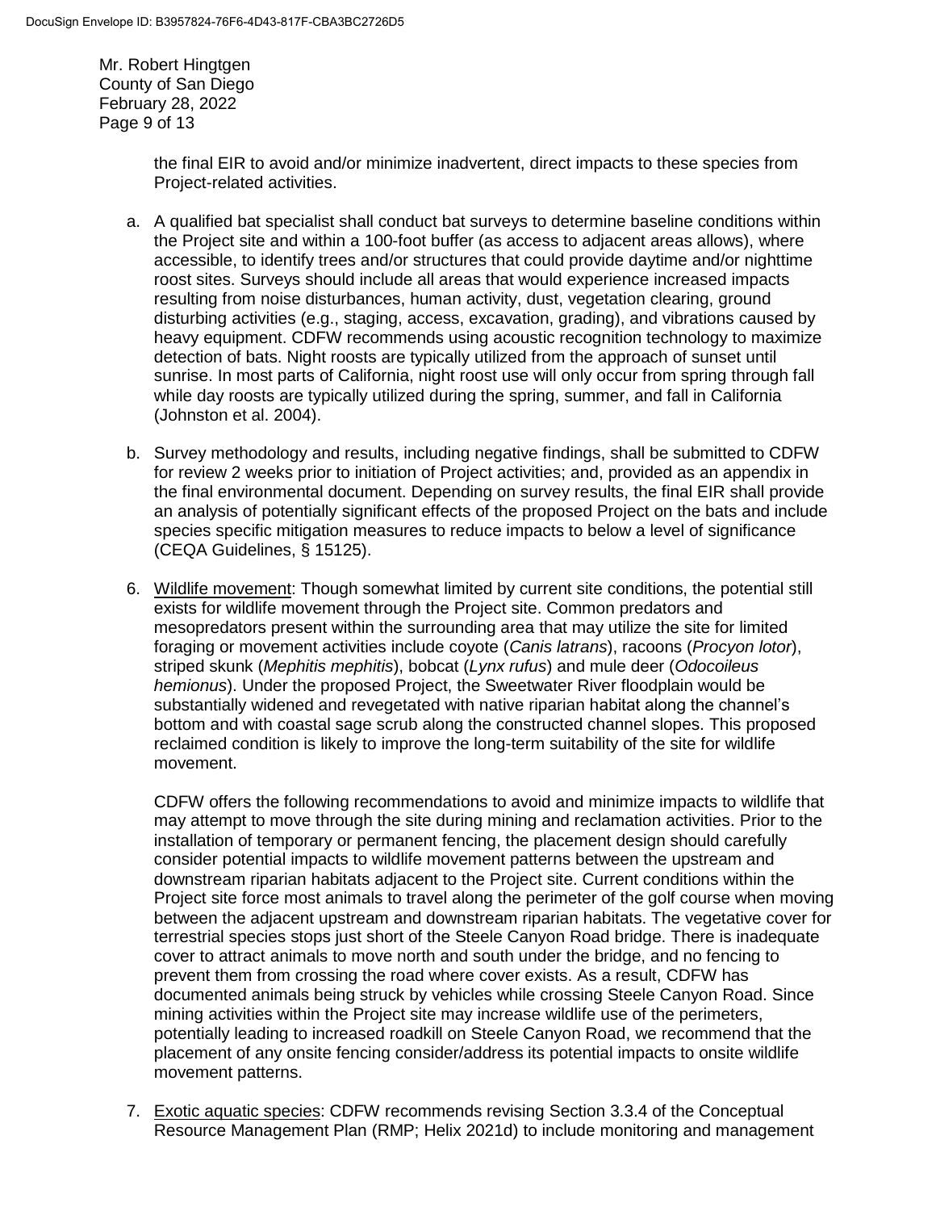the final EIR to avoid and/or minimize inadvertent, direct impacts to these species from Project-related activities.

a. A qualified bat specialist shall conduct bat surveys to determine baseline conditions within the Project site and within a 100-foot buffer (as access to adjacent areas allows), where accessible, to identify trees and/or structures that could provide daytime and/or nighttime roost sites. Surveys should include all areas that would experience increased impacts resulting from noise disturbances, human activity, dust, vegetation clearing, ground disturbing activities (e.g., staging, access, excavation, grading), and vibrations caused by heavy equipment. CDFW recommends using acoustic recognition technology to maximize detection of bats. Night roosts are typically utilized from the approach of sunset until sunrise. In most parts of California, night roost use will only occur from spring through fall while day roosts are typically utilized during the spring, summer, and fall in California (Johnston et al. 2004).

b. Survey methodology and results, including negative findings, shall be submitted to CDFW for review 2 weeks prior to initiation of Project activities; and, provided as an appendix in the final environmental document. Depending on survey results, the final EIR shall provide an analysis of potentially significant effects of the proposed Project on the bats and include species specific mitigation measures to reduce impacts to below a level of significance (CEQA Guidelines, § 15125).

6. Wildlife movement: Though somewhat limited by current site conditions, the potential still exists for wildlife movement through the Project site. Common predators and mesopredators present within the surrounding area that may utilize the site for limited foraging or movement activities include coyote (*Canis latrans*), racoons (*Procyon lotor*), striped skunk (*Mephitis mephitis*), bobcat (*Lynx rufus*) and mule deer (*Odocoileus hemionus*). Under the proposed Project, the Sweetwater River floodplain would be substantially widened and revegetated with native riparian habitat along the channel's bottom and with coastal sage scrub along the constructed channel slopes. This proposed reclaimed condition is likely to improve the long-term suitability of the site for wildlife movement.

   CDFW offers the following recommendations to avoid and minimize impacts to wildlife that may attempt to move through the site during mining and reclamation activities. Prior to the installation of temporary or permanent fencing, the placement design should carefully consider potential impacts to wildlife movement patterns between the upstream and downstream riparian habitats adjacent to the Project site. Current conditions within the Project site force most animals to travel along the perimeter of the golf course when moving between the adjacent upstream and downstream riparian habitats. The vegetative cover for terrestrial species stops just short of the Steele Canyon Road bridge. There is inadequate cover to attract animals to move north and south under the bridge, and no fencing to prevent them from crossing the road where cover exists. As a result, CDFW has documented animals being struck by vehicles while crossing Steele Canyon Road. Since mining activities within the Project site may increase wildlife use of the perimeters, potentially leading to increased roadkill on Steele Canyon Road, we recommend that the placement of any onsite fencing consider/address its potential impacts to onsite wildlife movement patterns.

7. Exotic aquatic species: CDFW recommends revising Section 3.3.4 of the Conceptual Resource Management Plan (RMP; Helix 2021d) to include monitoring and management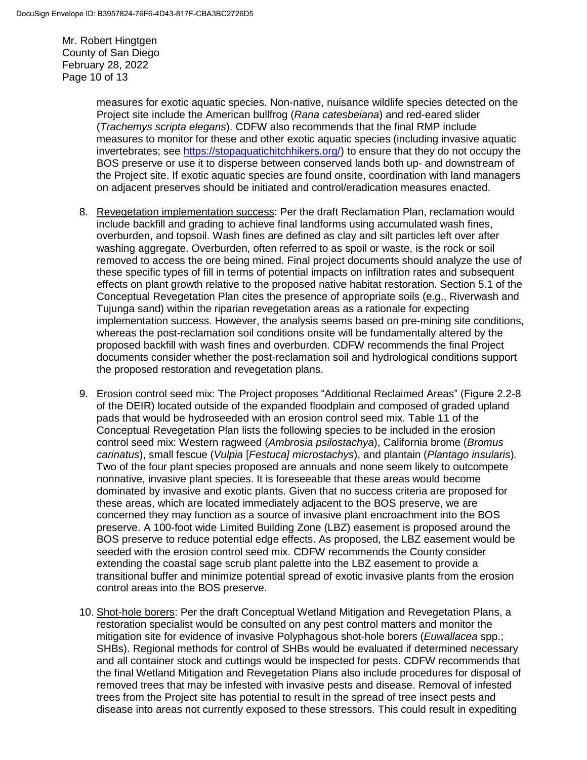measures for exotic aquatic species. Non-native, nuisance wildlife species detected on the Project site include the American bullfrog (*Rana catesbeiana*) and red-eared slider (*Trachemys scripta elegans*). CDFW also recommends that the final RMP include measures to monitor for these and other exotic aquatic species (including invasive aquatic invertebrates; see https://stopaquatichitchhikers.org/) to ensure that they do not occupy the BOS preserve or use it to disperse between conserved lands both up- and downstream of the Project site. If exotic aquatic species are found onsite, coordination with land managers on adjacent preserves should be initiated and control/eradication measures enacted.

8. Revegetation implementation success: Per the draft Reclamation Plan, reclamation would include backfill and grading to achieve final landforms using accumulated wash fines, overburden, and topsoil. Wash fines are defined as clay and silt particles left over after washing aggregate. Overburden, often referred to as spoil or waste, is the rock or soil removed to access the ore being mined. Final project documents should analyze the use of these specific types of fill in terms of potential impacts on infiltration rates and subsequent effects on plant growth relative to the proposed native habitat restoration. Section 5.1 of the Conceptual Revegetation Plan cites the presence of appropriate soils (e.g., Riverwash and Tujunga sand) within the riparian revegetation areas as a rationale for expecting implementation success. However, the analysis seems based on pre-mining site conditions, whereas the post-reclamation soil conditions onsite will be fundamentally altered by the proposed backfill with wash fines and overburden. CDFW recommends the final Project documents consider whether the post-reclamation soil and hydrological conditions support the proposed restoration and revegetation plans.

9. Erosion control seed mix: The Project proposes "Additional Reclaimed Areas" (Figure 2.2-8 of the DEIR) located outside of the expanded floodplain and composed of graded upland pads that would be hydroseeded with an erosion control seed mix. Table 11 of the Conceptual Revegetation Plan lists the following species to be included in the erosion control seed mix: Western ragweed (*Ambrosia psilostachya*), California brome (*Bromus carinatus*), small fescue (*Vulpia* [*Festuca] microstachys*), and plantain (*Plantago insularis*). Two of the four plant species proposed are annuals and none seem likely to outcompete nonnative, invasive plant species. It is foreseeable that these areas would become dominated by invasive and exotic plants. Given that no success criteria are proposed for these areas, which are located immediately adjacent to the BOS preserve, we are concerned they may function as a source of invasive plant encroachment into the BOS preserve. A 100-foot wide Limited Building Zone (LBZ) easement is proposed around the BOS preserve to reduce potential edge effects. As proposed, the LBZ easement would be seeded with the erosion control seed mix. CDFW recommends the County consider extending the coastal sage scrub plant palette into the LBZ easement to provide a transitional buffer and minimize potential spread of exotic invasive plants from the erosion control areas into the BOS preserve.

10. Shot-hole borers: Per the draft Conceptual Wetland Mitigation and Revegetation Plans, a restoration specialist would be consulted on any pest control matters and monitor the mitigation site for evidence of invasive Polyphagous shot-hole borers (*Euwallacea* spp.; SHBs). Regional methods for control of SHBs would be evaluated if determined necessary and all container stock and cuttings would be inspected for pests. CDFW recommends that the final Wetland Mitigation and Revegetation Plans also include procedures for disposal of removed trees that may be infested with invasive pests and disease. Removal of infested trees from the Project site has potential to result in the spread of tree insect pests and disease into areas not currently exposed to these stressors. This could result in expediting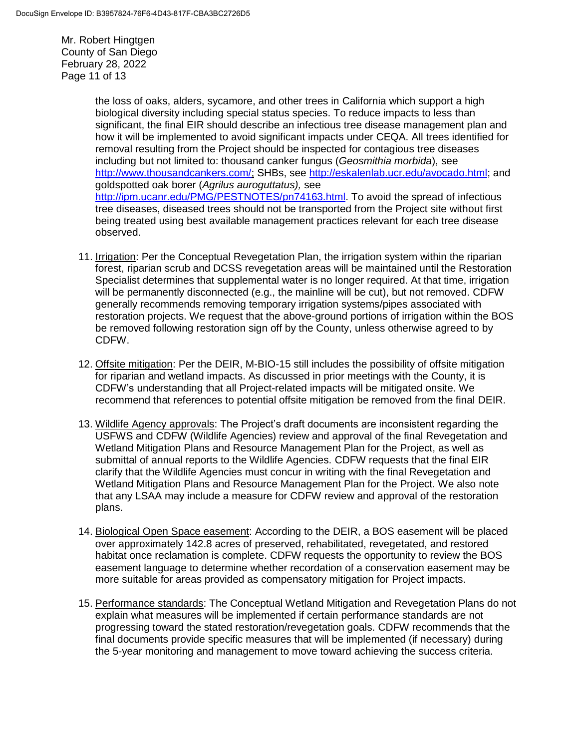the loss of oaks, alders, sycamore, and other trees in California which support a high biological diversity including special status species. To reduce impacts to less than significant, the final EIR should describe an infectious tree disease management plan and how it will be implemented to avoid significant impacts under CEQA. All trees identified for removal resulting from the Project should be inspected for contagious tree diseases including but not limited to: thousand canker fungus (*Geosmithia morbida*), see http://www.thousandcankers.com/; SHBs, see http://eskalenlab.ucr.edu/avocado.html; and goldspotted oak borer (*Agrilus auroguttatus),* see http://ipm.ucanr.edu/PMG/PESTNOTES/pn74163.html. To avoid the spread of infectious tree diseases, diseased trees should not be transported from the Project site without first being treated using best available management practices relevant for each tree disease observed.

11. Irrigation: Per the Conceptual Revegetation Plan, the irrigation system within the riparian forest, riparian scrub and DCSS revegetation areas will be maintained until the Restoration Specialist determines that supplemental water is no longer required. At that time, irrigation will be permanently disconnected (e.g., the mainline will be cut), but not removed. CDFW generally recommends removing temporary irrigation systems/pipes associated with restoration projects. We request that the above-ground portions of irrigation within the BOS be removed following restoration sign off by the County, unless otherwise agreed to by CDFW.

12. Offsite mitigation: Per the DEIR, M-BIO-15 still includes the possibility of offsite mitigation for riparian and wetland impacts. As discussed in prior meetings with the County, it is CDFW's understanding that all Project-related impacts will be mitigated onsite. We recommend that references to potential offsite mitigation be removed from the final DEIR.

13. Wildlife Agency approvals: The Project's draft documents are inconsistent regarding the USFWS and CDFW (Wildlife Agencies) review and approval of the final Revegetation and Wetland Mitigation Plans and Resource Management Plan for the Project, as well as submittal of annual reports to the Wildlife Agencies. CDFW requests that the final EIR clarify that the Wildlife Agencies must concur in writing with the final Revegetation and Wetland Mitigation Plans and Resource Management Plan for the Project. We also note that any LSAA may include a measure for CDFW review and approval of the restoration plans.

14. Biological Open Space easement: According to the DEIR, a BOS easement will be placed over approximately 142.8 acres of preserved, rehabilitated, revegetated, and restored habitat once reclamation is complete. CDFW requests the opportunity to review the BOS easement language to determine whether recordation of a conservation easement may be more suitable for areas provided as compensatory mitigation for Project impacts.

15. Performance standards: The Conceptual Wetland Mitigation and Revegetation Plans do not explain what measures will be implemented if certain performance standards are not progressing toward the stated restoration/revegetation goals. CDFW recommends that the final documents provide specific measures that will be implemented (if necessary) during the 5-year monitoring and management to move toward achieving the success criteria.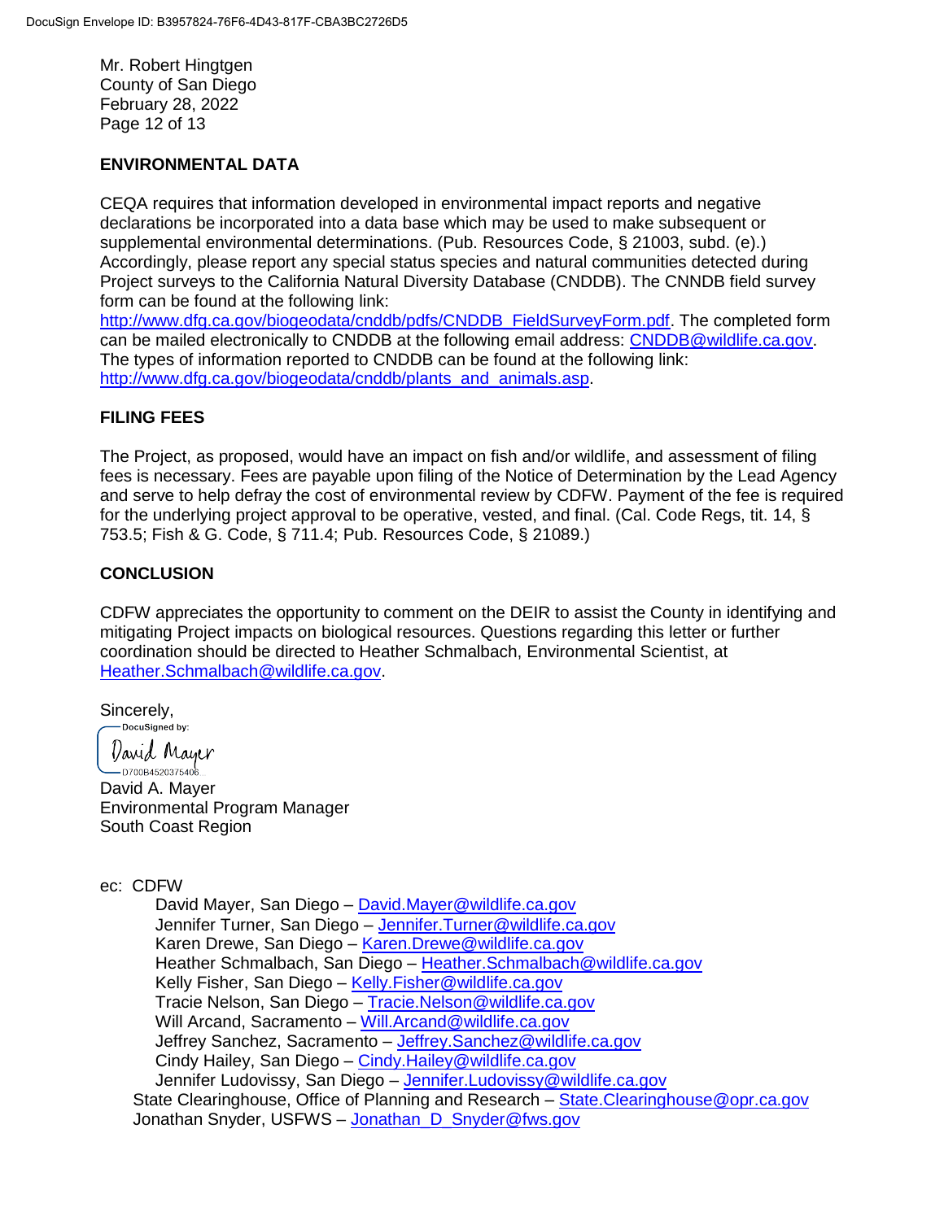Mr. Robert Hingtgen
County of San Diego
February 28, 2022

## ENVIRONMENTAL DATA

CEQA requires that information developed in environmental impact reports and negative declarations be incorporated into a data base which may be used to make subsequent or supplemental environmental determinations. (Pub. Resources Code, § 21003, subd. (e).) Accordingly, please report any special status species and natural communities detected during Project surveys to the California Natural Diversity Database (CNDDB). The CNNDB field survey form can be found at the following link: http://www.dfg.ca.gov/biogeodata/cnddb/pdfs/CNDDB_FieldSurveyForm.pdf. The completed form can be mailed electronically to CNDDB at the following email address: CNDDB@wildlife.ca.gov. The types of information reported to CNDDB can be found at the following link: http://www.dfg.ca.gov/biogeodata/cnddb/plants_and_animals.asp.

## FILING FEES

The Project, as proposed, would have an impact on fish and/or wildlife, and assessment of filing fees is necessary. Fees are payable upon filing of the Notice of Determination by the Lead Agency and serve to help defray the cost of environmental review by CDFW. Payment of the fee is required for the underlying project approval to be operative, vested, and final. (Cal. Code Regs, tit. 14, § 753.5; Fish & G. Code, § 711.4; Pub. Resources Code, § 21089.)

## CONCLUSION

CDFW appreciates the opportunity to comment on the DEIR to assist the County in identifying and mitigating Project impacts on biological resources. Questions regarding this letter or further coordination should be directed to Heather Schmalbach, Environmental Scientist, at Heather.Schmalbach@wildlife.ca.gov.

Sincerely,

DocuSigned by:
David Mayer
D700B4520375406

David A. Mayer
Environmental Program Manager
South Coast Region

ec: CDFW
- David Mayer, San Diego – David.Mayer@wildlife.ca.gov
- Jennifer Turner, San Diego – Jennifer.Turner@wildlife.ca.gov
- Karen Drewe, San Diego – Karen.Drewe@wildlife.ca.gov
- Heather Schmalbach, San Diego – Heather.Schmalbach@wildlife.ca.gov
- Kelly Fisher, San Diego – Kelly.Fisher@wildlife.ca.gov
- Tracie Nelson, San Diego – Tracie.Nelson@wildlife.ca.gov
- Will Arcand, Sacramento – Will.Arcand@wildlife.ca.gov
- Jeffrey Sanchez, Sacramento – Jeffrey.Sanchez@wildlife.ca.gov
- Cindy Hailey, San Diego – Cindy.Hailey@wildlife.ca.gov
- Jennifer Ludovissy, San Diego – Jennifer.Ludovissy@wildlife.ca.gov

State Clearinghouse, Office of Planning and Research – State.Clearinghouse@opr.ca.gov
Jonathan Snyder, USFWS – Jonathan_D_Snyder@fws.gov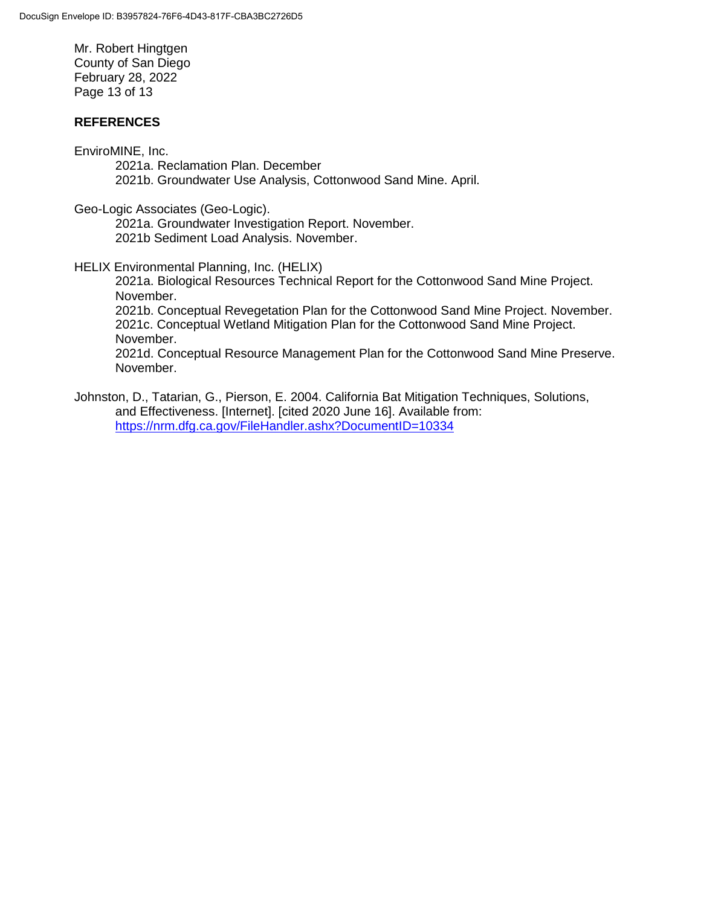## REFERENCES

EnviroMINE, Inc.

2021a. Reclamation Plan. December

2021b. Groundwater Use Analysis, Cottonwood Sand Mine. April.

Geo-Logic Associates (Geo-Logic).

2021a. Groundwater Investigation Report. November.

2021b Sediment Load Analysis. November.

HELIX Environmental Planning, Inc. (HELIX)

2021a. Biological Resources Technical Report for the Cottonwood Sand Mine Project. November.

2021b. Conceptual Revegetation Plan for the Cottonwood Sand Mine Project. November.

2021c. Conceptual Wetland Mitigation Plan for the Cottonwood Sand Mine Project. November.

2021d. Conceptual Resource Management Plan for the Cottonwood Sand Mine Preserve. November.

Johnston, D., Tatarian, G., Pierson, E. 2004. California Bat Mitigation Techniques, Solutions, and Effectiveness. [Internet]. [cited 2020 June 16]. Available from: https://nrm.dfg.ca.gov/FileHandler.ashx?DocumentID=10334